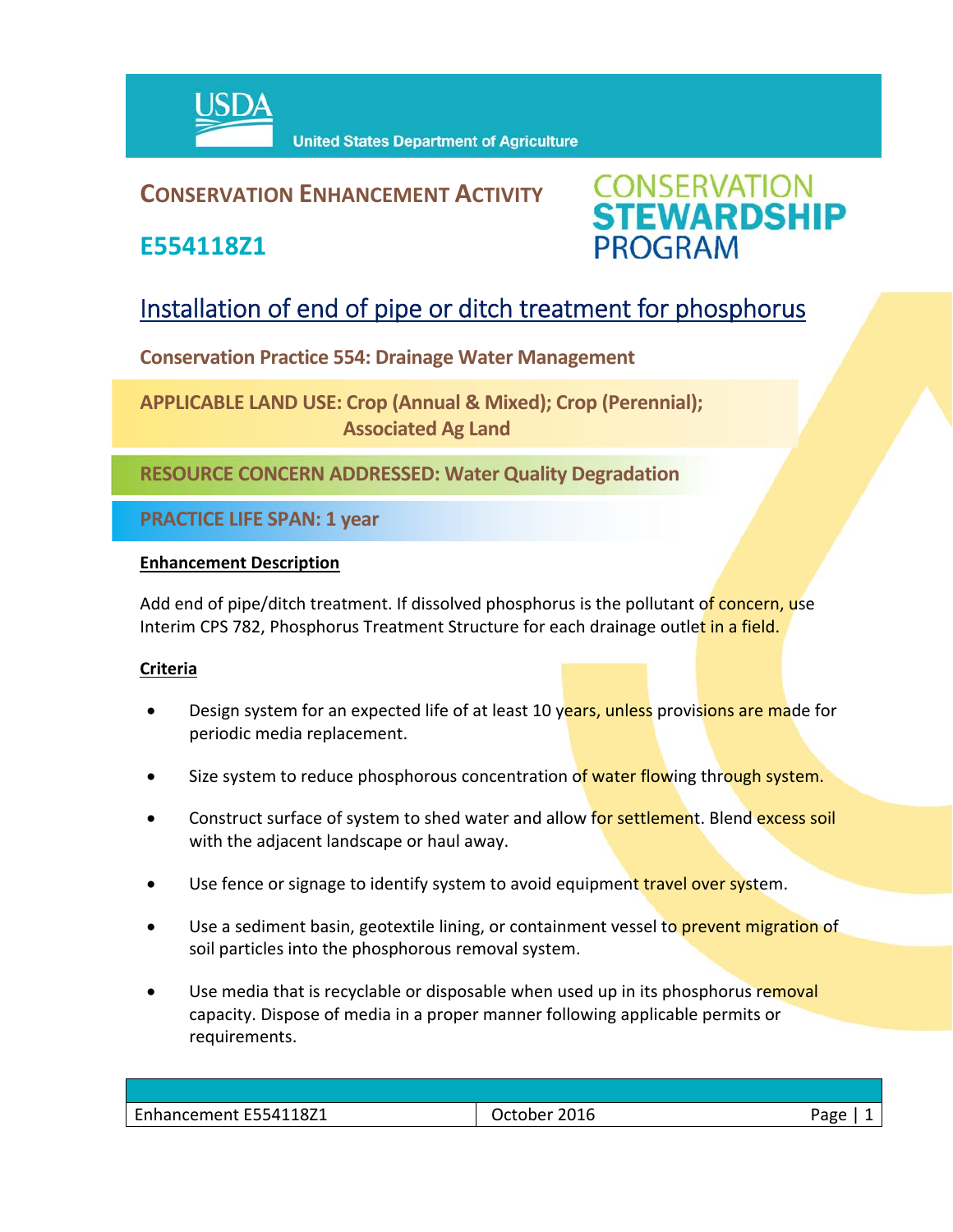USDA United States Department of Agriculture

# CONSERVATION ENHANCEMENT ACTIVITY

## E554118Z1

CONSERVATION STEWARDSHIP PROGRAM

## Installation of end of pipe or ditch treatment for phosphorus

**Conservation Practice 554: Drainage Water Management**

**APPLICABLE LAND USE: Crop (Annual & Mixed); Crop (Perennial); Associated Ag Land**

**RESOURCE CONCERN ADDRESSED: Water Quality Degradation**

**PRACTICE LIFE SPAN: 1 year**

### Enhancement Description

Add end of pipe/ditch treatment. If dissolved phosphorus is the pollutant of concern, use Interim CPS 782, Phosphorus Treatment Structure for each drainage outlet in a field.

### Criteria

- Design system for an expected life of at least 10 years, unless provisions are made for periodic media replacement.
- Size system to reduce phosphorous concentration of water flowing through system.
- Construct surface of system to shed water and allow for settlement. Blend excess soil with the adjacent landscape or haul away.
- Use fence or signage to identify system to avoid equipment travel over system.
- Use a sediment basin, geotextile lining, or containment vessel to prevent migration of soil particles into the phosphorous removal system.
- Use media that is recyclable or disposable when used up in its phosphorus removal capacity. Dispose of media in a proper manner following applicable permits or requirements.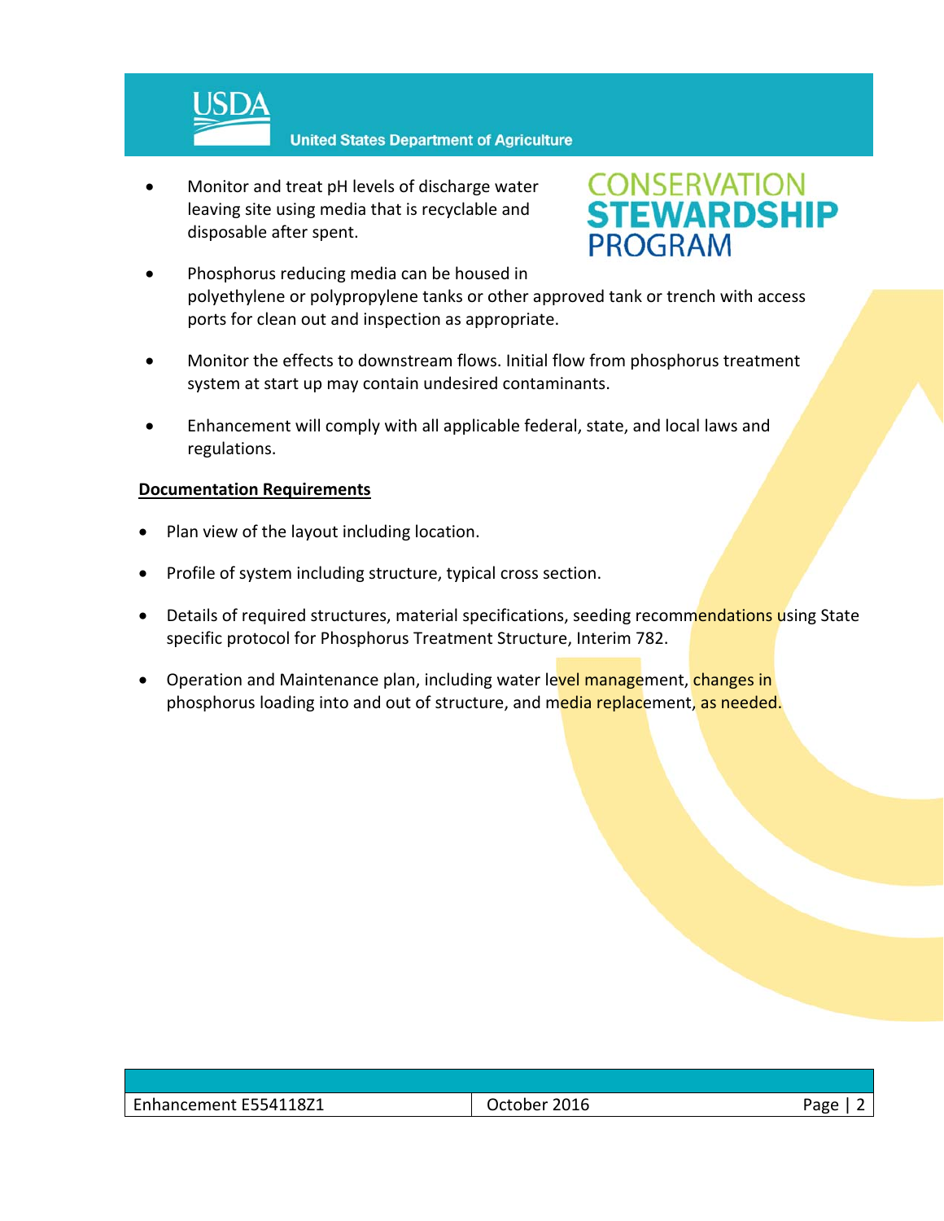- Monitor and treat pH levels of discharge water leaving site using media that is recyclable and disposable after spent.

- Phosphorus reducing media can be housed in polyethylene or polypropylene tanks or other approved tank or trench with access ports for clean out and inspection as appropriate.

- Monitor the effects to downstream flows. Initial flow from phosphorus treatment system at start up may contain undesired contaminants.

- Enhancement will comply with all applicable federal, state, and local laws and regulations.

**<u>Documentation Requirements</u>**

- Plan view of the layout including location.

- Profile of system including structure, typical cross section.

- Details of required structures, material specifications, seeding recommendations using State specific protocol for Phosphorus Treatment Structure, Interim 782.

- Operation and Maintenance plan, including water level management, changes in phosphorus loading into and out of structure, and media replacement, as needed.